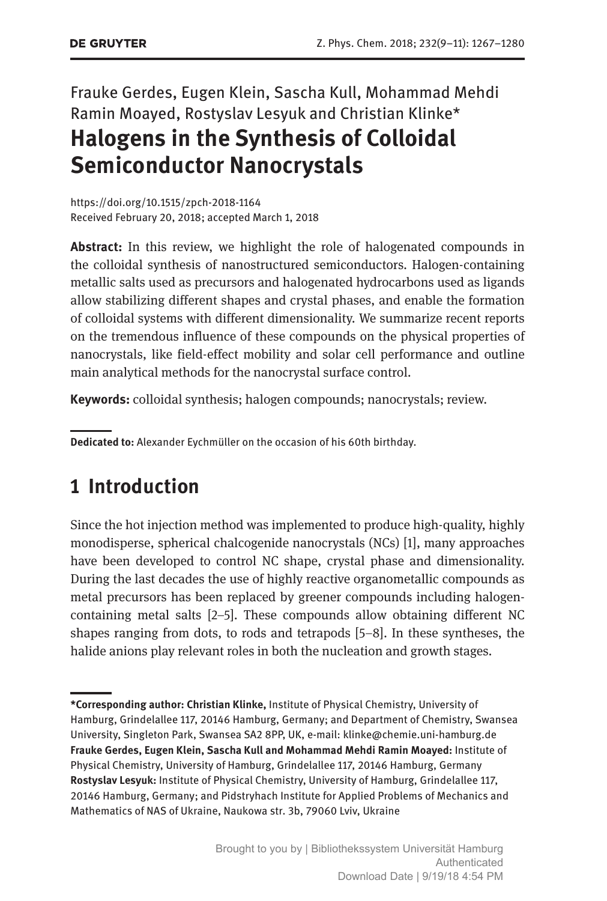Frauke Gerdes, Eugen Klein, Sascha Kull, Mohammad Mehdi Ramin Moayed, Rostyslav Lesyuk and Christian Klinke*

# Halogens in the Synthesis of Colloidal Semiconductor Nanocrystals

https://doi.org/10.1515/zpch-2018-1164
Received February 20, 2018; accepted March 1, 2018

**Abstract:** In this review, we highlight the role of halogenated compounds in the colloidal synthesis of nanostructured semiconductors. Halogen-containing metallic salts used as precursors and halogenated hydrocarbons used as ligands allow stabilizing different shapes and crystal phases, and enable the formation of colloidal systems with different dimensionality. We summarize recent reports on the tremendous influence of these compounds on the physical properties of nanocrystals, like field-effect mobility and solar cell performance and outline main analytical methods for the nanocrystal surface control.

**Keywords:** colloidal synthesis; halogen compounds; nanocrystals; review.

**Dedicated to:** Alexander Eychmüller on the occasion of his 60th birthday.

## 1 Introduction

Since the hot injection method was implemented to produce high-quality, highly monodisperse, spherical chalcogenide nanocrystals (NCs) [1], many approaches have been developed to control NC shape, crystal phase and dimensionality. During the last decades the use of highly reactive organometallic compounds as metal precursors has been replaced by greener compounds including halogen-containing metal salts [2–5]. These compounds allow obtaining different NC shapes ranging from dots, to rods and tetrapods [5–8]. In these syntheses, the halide anions play relevant roles in both the nucleation and growth stages.

---

***Corresponding author: Christian Klinke,** Institute of Physical Chemistry, University of Hamburg, Grindelallee 117, 20146 Hamburg, Germany; and Department of Chemistry, Swansea University, Singleton Park, Swansea SA2 8PP, UK, e-mail: klinke@chemie.uni-hamburg.de
**Frauke Gerdes, Eugen Klein, Sascha Kull and Mohammad Mehdi Ramin Moayed:** Institute of Physical Chemistry, University of Hamburg, Grindelallee 117, 20146 Hamburg, Germany
**Rostyslav Lesyuk:** Institute of Physical Chemistry, University of Hamburg, Grindelallee 117, 20146 Hamburg, Germany; and Pidstryhach Institute for Applied Problems of Mechanics and Mathematics of NAS of Ukraine, Naukowa str. 3b, 79060 Lviv, Ukraine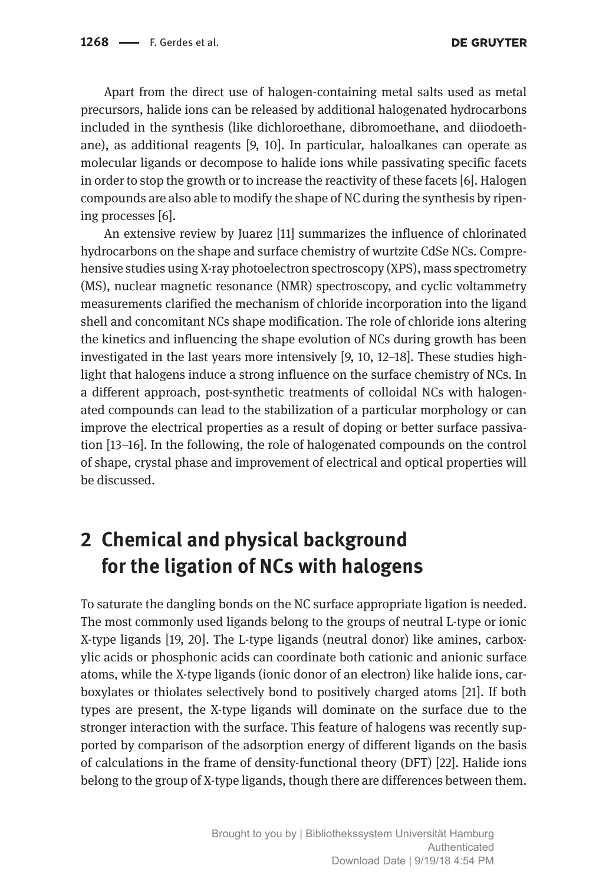Apart from the direct use of halogen-containing metal salts used as metal precursors, halide ions can be released by additional halogenated hydrocarbons included in the synthesis (like dichloroethane, dibromoethane, and diiodoethane), as additional reagents [9, 10]. In particular, haloalkanes can operate as molecular ligands or decompose to halide ions while passivating specific facets in order to stop the growth or to increase the reactivity of these facets [6]. Halogen compounds are also able to modify the shape of NC during the synthesis by ripening processes [6].

An extensive review by Juarez [11] summarizes the influence of chlorinated hydrocarbons on the shape and surface chemistry of wurtzite CdSe NCs. Comprehensive studies using X-ray photoelectron spectroscopy (XPS), mass spectrometry (MS), nuclear magnetic resonance (NMR) spectroscopy, and cyclic voltammetry measurements clarified the mechanism of chloride incorporation into the ligand shell and concomitant NCs shape modification. The role of chloride ions altering the kinetics and influencing the shape evolution of NCs during growth has been investigated in the last years more intensively [9, 10, 12–18]. These studies highlight that halogens induce a strong influence on the surface chemistry of NCs. In a different approach, post-synthetic treatments of colloidal NCs with halogenated compounds can lead to the stabilization of a particular morphology or can improve the electrical properties as a result of doping or better surface passivation [13–16]. In the following, the role of halogenated compounds on the control of shape, crystal phase and improvement of electrical and optical properties will be discussed.

## 2 Chemical and physical background for the ligation of NCs with halogens

To saturate the dangling bonds on the NC surface appropriate ligation is needed. The most commonly used ligands belong to the groups of neutral L-type or ionic X-type ligands [19, 20]. The L-type ligands (neutral donor) like amines, carboxylic acids or phosphonic acids can coordinate both cationic and anionic surface atoms, while the X-type ligands (ionic donor of an electron) like halide ions, carboxylates or thiolates selectively bond to positively charged atoms [21]. If both types are present, the X-type ligands will dominate on the surface due to the stronger interaction with the surface. This feature of halogens was recently supported by comparison of the adsorption energy of different ligands on the basis of calculations in the frame of density-functional theory (DFT) [22]. Halide ions belong to the group of X-type ligands, though there are differences between them.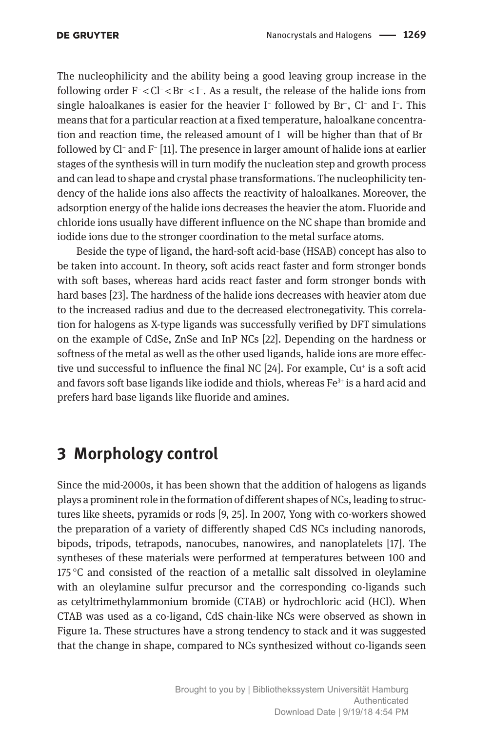The nucleophilicity and the ability being a good leaving group increase in the following order $F^- < Cl^- < Br^- < I^-$. As a result, the release of the halide ions from single haloalkanes is easier for the heavier $I^-$ followed by $Br^-$, $Cl^-$ and $I^-$. This means that for a particular reaction at a fixed temperature, haloalkane concentration and reaction time, the released amount of $I^-$ will be higher than that of $Br^-$ followed by $Cl^-$ and $F^-$ [11]. The presence in larger amount of halide ions at earlier stages of the synthesis will in turn modify the nucleation step and growth process and can lead to shape and crystal phase transformations. The nucleophilicity tendency of the halide ions also affects the reactivity of haloalkanes. Moreover, the adsorption energy of the halide ions decreases the heavier the atom. Fluoride and chloride ions usually have different influence on the NC shape than bromide and iodide ions due to the stronger coordination to the metal surface atoms.

Beside the type of ligand, the hard-soft acid-base (HSAB) concept has also to be taken into account. In theory, soft acids react faster and form stronger bonds with soft bases, whereas hard acids react faster and form stronger bonds with hard bases [23]. The hardness of the halide ions decreases with heavier atom due to the increased radius and due to the decreased electronegativity. This correlation for halogens as X-type ligands was successfully verified by DFT simulations on the example of CdSe, ZnSe and InP NCs [22]. Depending on the hardness or softness of the metal as well as the other used ligands, halide ions are more effective und successful to influence the final NC [24]. For example, $Cu^+$ is a soft acid and favors soft base ligands like iodide and thiols, whereas $Fe^{3+}$ is a hard acid and prefers hard base ligands like fluoride and amines.

# 3 Morphology control

Since the mid-2000s, it has been shown that the addition of halogens as ligands plays a prominent role in the formation of different shapes of NCs, leading to structures like sheets, pyramids or rods [9, 25]. In 2007, Yong with co-workers showed the preparation of a variety of differently shaped CdS NCs including nanorods, bipods, tripods, tetrapods, nanocubes, nanowires, and nanoplatelets [17]. The syntheses of these materials were performed at temperatures between 100 and 175 °C and consisted of the reaction of a metallic salt dissolved in oleylamine with an oleylamine sulfur precursor and the corresponding co-ligands such as cetyltrimethylammonium bromide (CTAB) or hydrochloric acid (HCl). When CTAB was used as a co-ligand, CdS chain-like NCs were observed as shown in Figure 1a. These structures have a strong tendency to stack and it was suggested that the change in shape, compared to NCs synthesized without co-ligands seen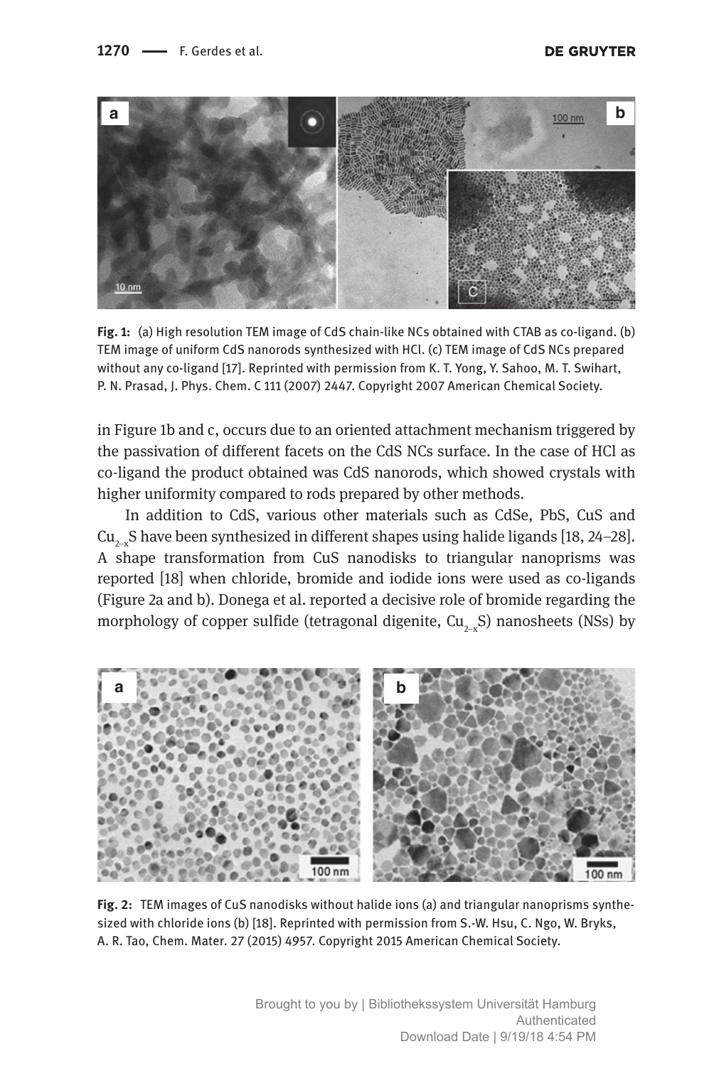Fig. 1: (a) High resolution TEM image of CdS chain-like NCs obtained with CTAB as co-ligand. (b) TEM image of uniform CdS nanorods synthesized with HCl. (c) TEM image of CdS NCs prepared without any co-ligand [17]. Reprinted with permission from K. T. Yong, Y. Sahoo, M. T. Swihart, P. N. Prasad, J. Phys. Chem. C 111 (2007) 2447. Copyright 2007 American Chemical Society.

in Figure 1b and c, occurs due to an oriented attachment mechanism triggered by the passivation of different facets on the CdS NCs surface. In the case of HCl as co-ligand the product obtained was CdS nanorods, which showed crystals with higher uniformity compared to rods prepared by other methods.

In addition to CdS, various other materials such as CdSe, PbS, CuS and $Cu_{2-x}S$ have been synthesized in different shapes using halide ligands [18, 24–28]. A shape transformation from CuS nanodisks to triangular nanoprisms was reported [18] when chloride, bromide and iodide ions were used as co-ligands (Figure 2a and b). Donega et al. reported a decisive role of bromide regarding the morphology of copper sulfide (tetragonal digenite, $Cu_{2-x}S$) nanosheets (NSs) by

Fig. 2: TEM images of CuS nanodisks without halide ions (a) and triangular nanoprisms synthesized with chloride ions (b) [18]. Reprinted with permission from S.-W. Hsu, C. Ngo, W. Bryks, A. R. Tao, Chem. Mater. 27 (2015) 4957. Copyright 2015 American Chemical Society.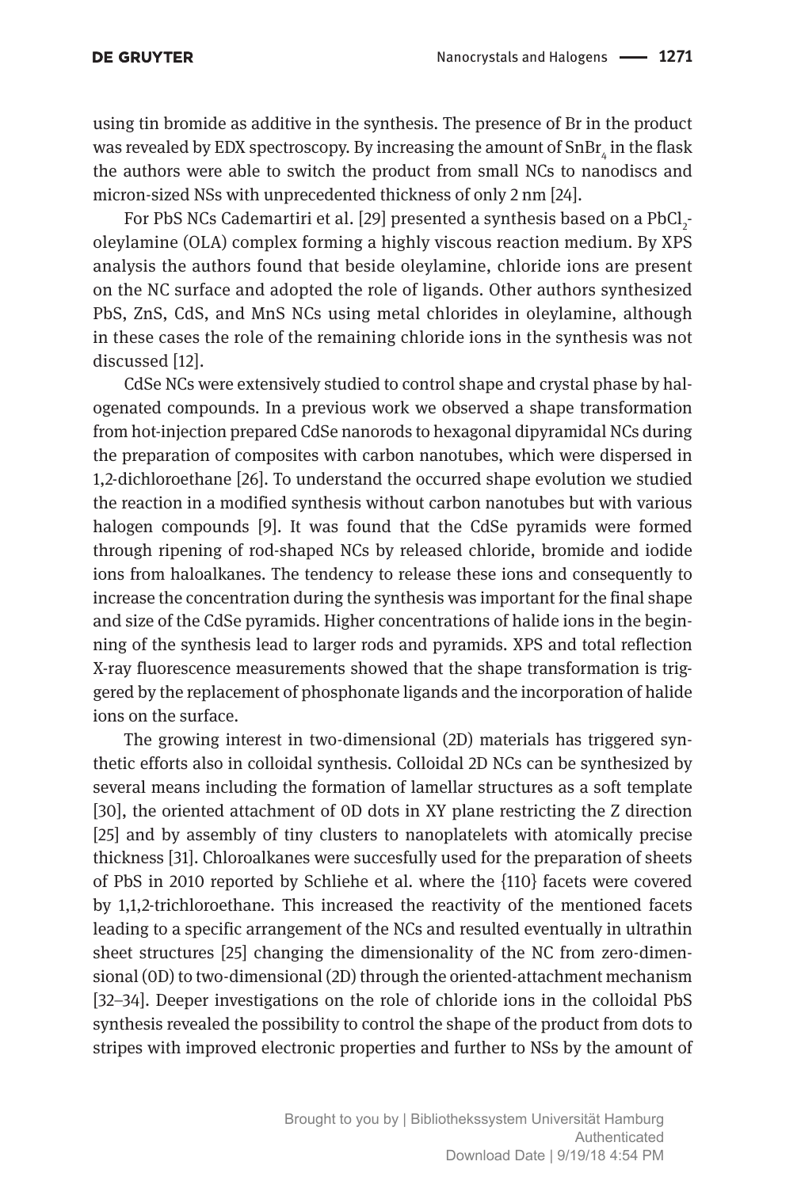using tin bromide as additive in the synthesis. The presence of Br in the product was revealed by EDX spectroscopy. By increasing the amount of $SnBr_4$ in the flask the authors were able to switch the product from small NCs to nanodiscs and micron-sized NSs with unprecedented thickness of only 2 nm [24].

For PbS NCs Cademartiri et al. [29] presented a synthesis based on a $PbCl_2$-oleylamine (OLA) complex forming a highly viscous reaction medium. By XPS analysis the authors found that beside oleylamine, chloride ions are present on the NC surface and adopted the role of ligands. Other authors synthesized PbS, ZnS, CdS, and MnS NCs using metal chlorides in oleylamine, although in these cases the role of the remaining chloride ions in the synthesis was not discussed [12].

CdSe NCs were extensively studied to control shape and crystal phase by halogenated compounds. In a previous work we observed a shape transformation from hot-injection prepared CdSe nanorods to hexagonal dipyramidal NCs during the preparation of composites with carbon nanotubes, which were dispersed in 1,2-dichloroethane [26]. To understand the occurred shape evolution we studied the reaction in a modified synthesis without carbon nanotubes but with various halogen compounds [9]. It was found that the CdSe pyramids were formed through ripening of rod-shaped NCs by released chloride, bromide and iodide ions from haloalkanes. The tendency to release these ions and consequently to increase the concentration during the synthesis was important for the final shape and size of the CdSe pyramids. Higher concentrations of halide ions in the beginning of the synthesis lead to larger rods and pyramids. XPS and total reflection X-ray fluorescence measurements showed that the shape transformation is triggered by the replacement of phosphonate ligands and the incorporation of halide ions on the surface.

The growing interest in two-dimensional (2D) materials has triggered synthetic efforts also in colloidal synthesis. Colloidal 2D NCs can be synthesized by several means including the formation of lamellar structures as a soft template [30], the oriented attachment of 0D dots in XY plane restricting the Z direction [25] and by assembly of tiny clusters to nanoplatelets with atomically precise thickness [31]. Chloroalkanes were succesfully used for the preparation of sheets of PbS in 2010 reported by Schliehe et al. where the {110} facets were covered by 1,1,2-trichloroethane. This increased the reactivity of the mentioned facets leading to a specific arrangement of the NCs and resulted eventually in ultrathin sheet structures [25] changing the dimensionality of the NC from zero-dimensional (0D) to two-dimensional (2D) through the oriented-attachment mechanism [32–34]. Deeper investigations on the role of chloride ions in the colloidal PbS synthesis revealed the possibility to control the shape of the product from dots to stripes with improved electronic properties and further to NSs by the amount of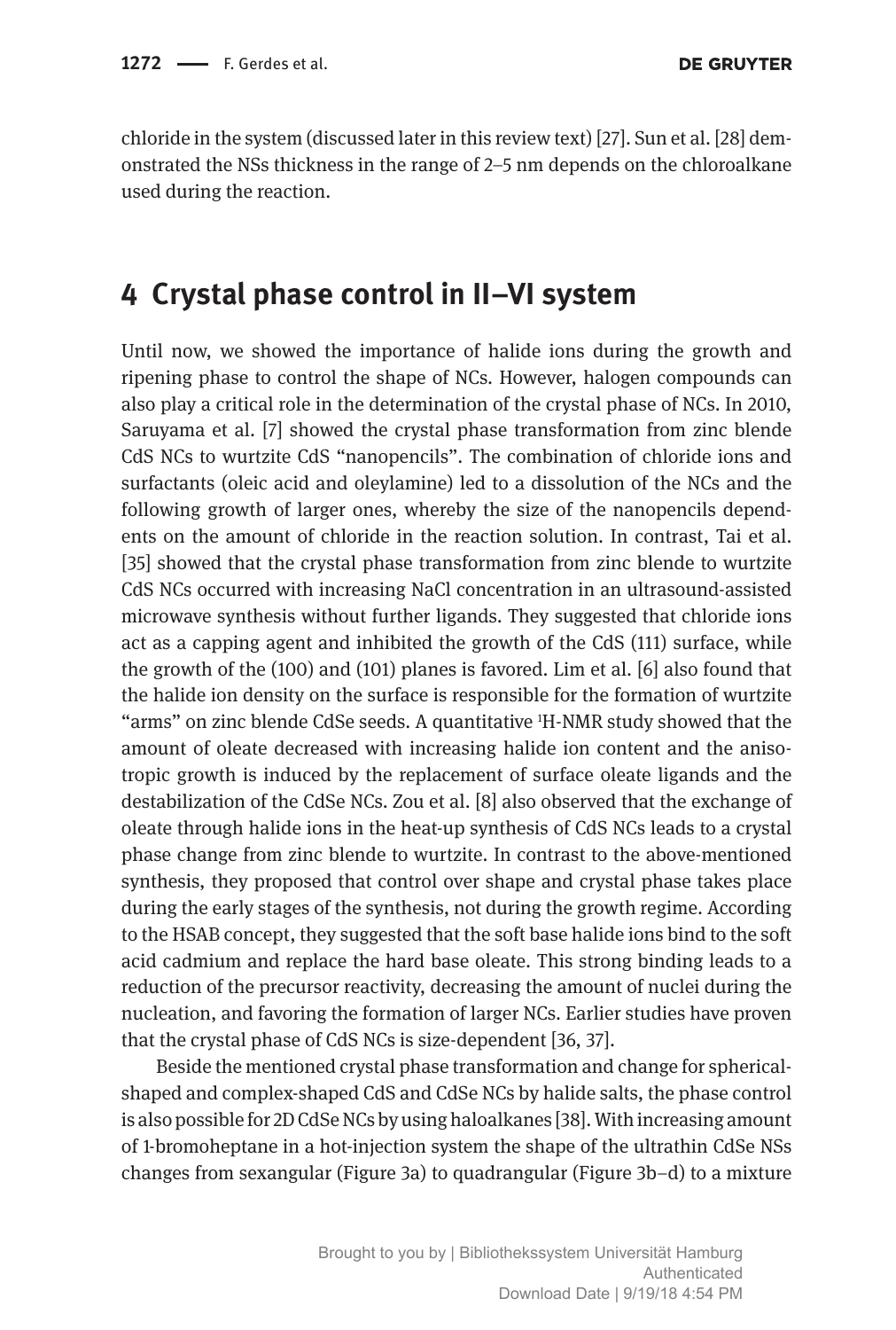chloride in the system (discussed later in this review text) [27]. Sun et al. [28] demonstrated the NSs thickness in the range of 2–5 nm depends on the chloroalkane used during the reaction.

## 4 Crystal phase control in II–VI system

Until now, we showed the importance of halide ions during the growth and ripening phase to control the shape of NCs. However, halogen compounds can also play a critical role in the determination of the crystal phase of NCs. In 2010, Saruyama et al. [7] showed the crystal phase transformation from zinc blende CdS NCs to wurtzite CdS "nanopencils". The combination of chloride ions and surfactants (oleic acid and oleylamine) led to a dissolution of the NCs and the following growth of larger ones, whereby the size of the nanopencils dependents on the amount of chloride in the reaction solution. In contrast, Tai et al. [35] showed that the crystal phase transformation from zinc blende to wurtzite CdS NCs occurred with increasing NaCl concentration in an ultrasound-assisted microwave synthesis without further ligands. They suggested that chloride ions act as a capping agent and inhibited the growth of the CdS (111) surface, while the growth of the (100) and (101) planes is favored. Lim et al. [6] also found that the halide ion density on the surface is responsible for the formation of wurtzite "arms" on zinc blende CdSe seeds. A quantitative $^{1}$H-NMR study showed that the amount of oleate decreased with increasing halide ion content and the anisotropic growth is induced by the replacement of surface oleate ligands and the destabilization of the CdSe NCs. Zou et al. [8] also observed that the exchange of oleate through halide ions in the heat-up synthesis of CdS NCs leads to a crystal phase change from zinc blende to wurtzite. In contrast to the above-mentioned synthesis, they proposed that control over shape and crystal phase takes place during the early stages of the synthesis, not during the growth regime. According to the HSAB concept, they suggested that the soft base halide ions bind to the soft acid cadmium and replace the hard base oleate. This strong binding leads to a reduction of the precursor reactivity, decreasing the amount of nuclei during the nucleation, and favoring the formation of larger NCs. Earlier studies have proven that the crystal phase of CdS NCs is size-dependent [36, 37].

Beside the mentioned crystal phase transformation and change for spherical-shaped and complex-shaped CdS and CdSe NCs by halide salts, the phase control is also possible for 2D CdSe NCs by using haloalkanes [38]. With increasing amount of 1-bromoheptane in a hot-injection system the shape of the ultrathin CdSe NSs changes from sexangular (Figure 3a) to quadrangular (Figure 3b–d) to a mixture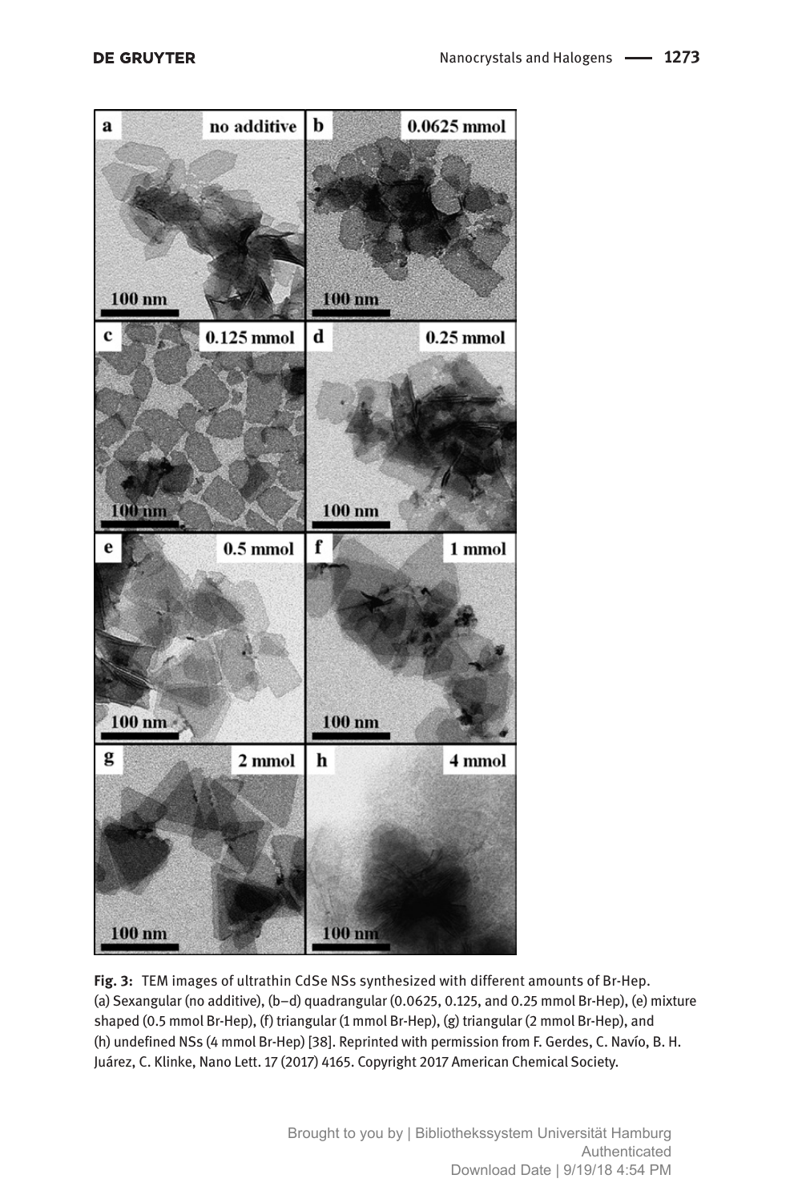a no additive

b 0.0625 mmol

c 0.125 mmol

d 0.25 mmol

e 0.5 mmol

f 1 mmol

g 2 mmol

h 4 mmol

100 nm

**Fig. 3:** TEM images of ultrathin CdSe NSs synthesized with different amounts of Br-Hep. (a) Sexangular (no additive), (b–d) quadrangular (0.0625, 0.125, and 0.25 mmol Br-Hep), (e) mixture shaped (0.5 mmol Br-Hep), (f) triangular (1 mmol Br-Hep), (g) triangular (2 mmol Br-Hep), and (h) undefined NSs (4 mmol Br-Hep) [38]. Reprinted with permission from F. Gerdes, C. Navío, B. H. Juárez, C. Klinke, Nano Lett. 17 (2017) 4165. Copyright 2017 American Chemical Society.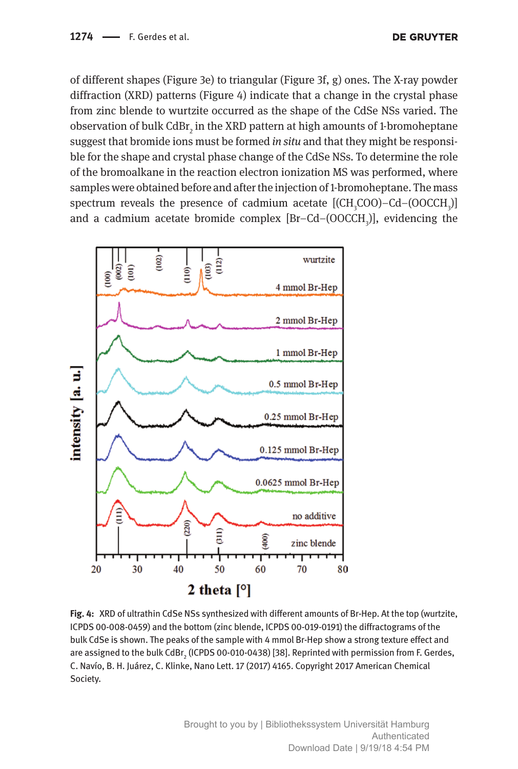of different shapes (Figure 3e) to triangular (Figure 3f, g) ones. The X-ray powder diffraction (XRD) patterns (Figure 4) indicate that a change in the crystal phase from zinc blende to wurtzite occurred as the shape of the CdSe NSs varied. The observation of bulk $CdBr_2$ in the XRD pattern at high amounts of 1-bromoheptane suggest that bromide ions must be formed *in situ* and that they might be responsible for the shape and crystal phase change of the CdSe NSs. To determine the role of the bromoalkane in the reaction electron ionization MS was performed, where samples were obtained before and after the injection of 1-bromoheptane. The mass spectrum reveals the presence of cadmium acetate [($CH_3COO$)–Cd–($OOCCH_3$)] and a cadmium acetate bromide complex [Br–Cd–($OOCCH_3$)], evidencing the

wurtzite
(100) (002) (101) (102) (110) (103) (112)
4 mmol Br-Hep
2 mmol Br-Hep
1 mmol Br-Hep
0.5 mmol Br-Hep
0.25 mmol Br-Hep
0.125 mmol Br-Hep
0.0625 mmol Br-Hep
no additive
(111) (220) (311) (400)
zinc blende
intensity [a. u.]
20 30 40 50 60 70 80
2 theta [°]

**Fig. 4:** XRD of ultrathin CdSe NSs synthesized with different amounts of Br-Hep. At the top (wurtzite, ICPDS 00-008-0459) and the bottom (zinc blende, ICPDS 00-019-0191) the diffractograms of the bulk CdSe is shown. The peaks of the sample with 4 mmol Br-Hep show a strong texture effect and are assigned to the bulk $CdBr_2$ (ICPDS 00-010-0438) [38]. Reprinted with permission from F. Gerdes, C. Navío, B. H. Juárez, C. Klinke, Nano Lett. 17 (2017) 4165. Copyright 2017 American Chemical Society.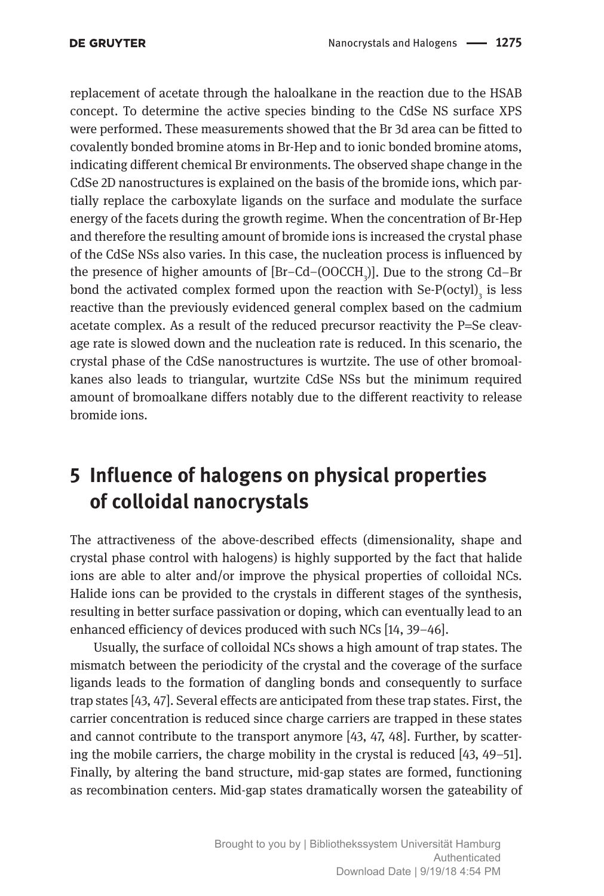replacement of acetate through the haloalkane in the reaction due to the HSAB concept. To determine the active species binding to the CdSe NS surface XPS were performed. These measurements showed that the Br 3d area can be fitted to covalently bonded bromine atoms in Br-Hep and to ionic bonded bromine atoms, indicating different chemical Br environments. The observed shape change in the CdSe 2D nanostructures is explained on the basis of the bromide ions, which partially replace the carboxylate ligands on the surface and modulate the surface energy of the facets during the growth regime. When the concentration of Br-Hep and therefore the resulting amount of bromide ions is increased the crystal phase of the CdSe NSs also varies. In this case, the nucleation process is influenced by the presence of higher amounts of [Br–Cd–($OOCCH_3$)]. Due to the strong Cd–Br bond the activated complex formed upon the reaction with Se-P$(octyl)_3$ is less reactive than the previously evidenced general complex based on the cadmium acetate complex. As a result of the reduced precursor reactivity the P=Se cleavage rate is slowed down and the nucleation rate is reduced. In this scenario, the crystal phase of the CdSe nanostructures is wurtzite. The use of other bromoalkanes also leads to triangular, wurtzite CdSe NSs but the minimum required amount of bromoalkane differs notably due to the different reactivity to release bromide ions.

## 5 Influence of halogens on physical properties of colloidal nanocrystals

The attractiveness of the above-described effects (dimensionality, shape and crystal phase control with halogens) is highly supported by the fact that halide ions are able to alter and/or improve the physical properties of colloidal NCs. Halide ions can be provided to the crystals in different stages of the synthesis, resulting in better surface passivation or doping, which can eventually lead to an enhanced efficiency of devices produced with such NCs [14, 39–46].

Usually, the surface of colloidal NCs shows a high amount of trap states. The mismatch between the periodicity of the crystal and the coverage of the surface ligands leads to the formation of dangling bonds and consequently to surface trap states [43, 47]. Several effects are anticipated from these trap states. First, the carrier concentration is reduced since charge carriers are trapped in these states and cannot contribute to the transport anymore [43, 47, 48]. Further, by scattering the mobile carriers, the charge mobility in the crystal is reduced [43, 49–51]. Finally, by altering the band structure, mid-gap states are formed, functioning as recombination centers. Mid-gap states dramatically worsen the gateability of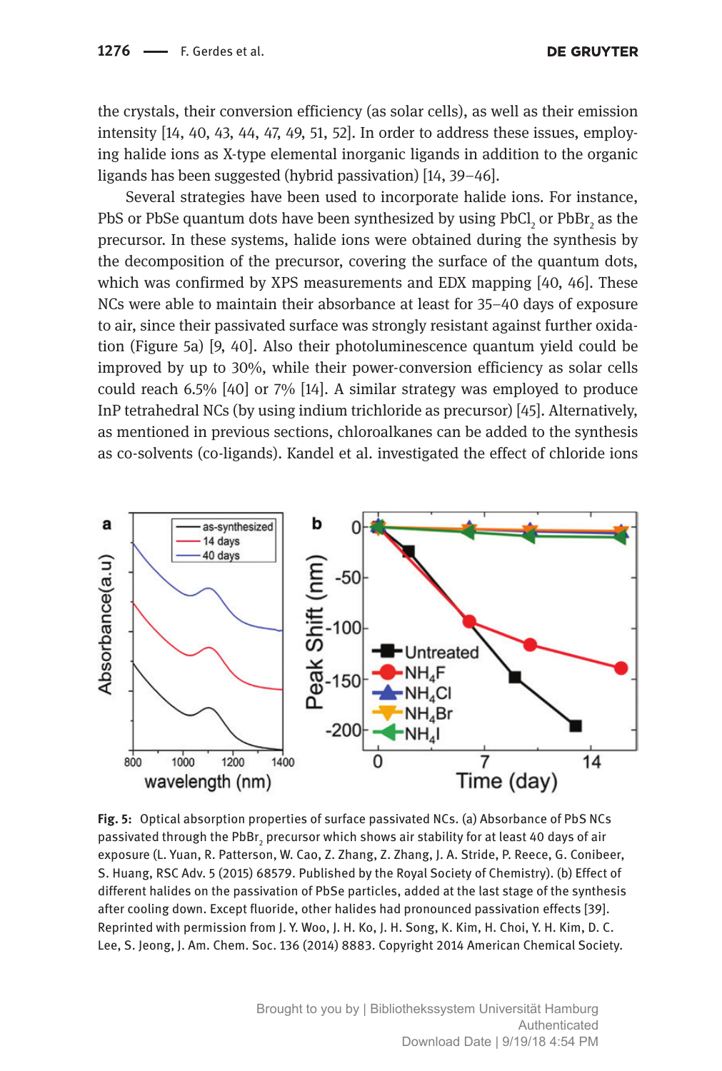the crystals, their conversion efficiency (as solar cells), as well as their emission intensity [14, 40, 43, 44, 47, 49, 51, 52]. In order to address these issues, employing halide ions as X-type elemental inorganic ligands in addition to the organic ligands has been suggested (hybrid passivation) [14, 39–46].

Several strategies have been used to incorporate halide ions. For instance, PbS or PbSe quantum dots have been synthesized by using $PbCl_2$ or $PbBr_2$ as the precursor. In these systems, halide ions were obtained during the synthesis by the decomposition of the precursor, covering the surface of the quantum dots, which was confirmed by XPS measurements and EDX mapping [40, 46]. These NCs were able to maintain their absorbance at least for 35–40 days of exposure to air, since their passivated surface was strongly resistant against further oxidation (Figure 5a) [9, 40]. Also their photoluminescence quantum yield could be improved by up to 30%, while their power-conversion efficiency as solar cells could reach 6.5% [40] or 7% [14]. A similar strategy was employed to produce InP tetrahedral NCs (by using indium trichloride as precursor) [45]. Alternatively, as mentioned in previous sections, chloroalkanes can be added to the synthesis as co-solvents (co-ligands). Kandel et al. investigated the effect of chloride ions

a

as-synthesized
14 days
40 days

Absorbance(a.u)

800 1000 1200 1400
wavelength (nm)

b

Peak Shift (nm)

0
-50
-100
-150
-200

Untreated
$NH_4F$
$NH_4Cl$
$NH_4Br$
$NH_4I$

0 7 14
Time (day)

**Fig. 5:** Optical absorption properties of surface passivated NCs. (a) Absorbance of PbS NCs passivated through the $PbBr_2$ precursor which shows air stability for at least 40 days of air exposure (L. Yuan, R. Patterson, W. Cao, Z. Zhang, Z. Zhang, J. A. Stride, P. Reece, G. Conibeer, S. Huang, RSC Adv. 5 (2015) 68579. Published by the Royal Society of Chemistry). (b) Effect of different halides on the passivation of PbSe particles, added at the last stage of the synthesis after cooling down. Except fluoride, other halides had pronounced passivation effects [39]. Reprinted with permission from J. Y. Woo, J. H. Ko, J. H. Song, K. Kim, H. Choi, Y. H. Kim, D. C. Lee, S. Jeong, J. Am. Chem. Soc. 136 (2014) 8883. Copyright 2014 American Chemical Society.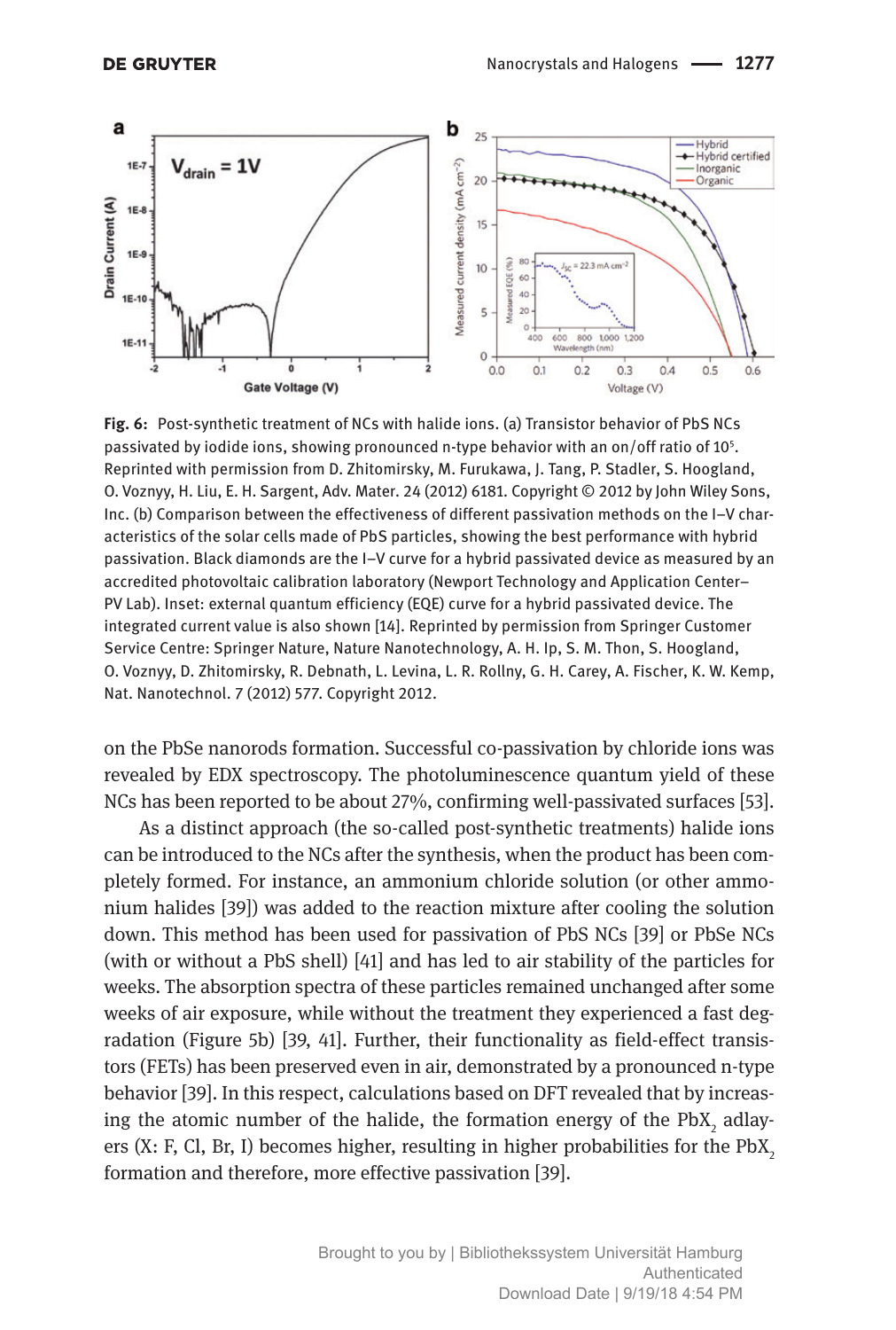a

$V_{drain}$ = 1V

Drain Current (A)

1E-7

1E-8

1E-9

1E-10

1E-11

-2

-1

0

1

2

Gate Voltage (V)

b

Hybrid

Hybrid certified

Inorganic

Organic

Measured current density (mA cm$^{-2}$)

25

20

15

10

5

0

0.0

0.1

0.2

0.3

0.4

0.5

0.6

Voltage (V)

Measured EQE (%)

80

60

40

20

0

400

600

800

1,000

1,200

Wavelength (nm)

$J_{sc}$ = 22.3 mA cm$^{-2}$

**Fig. 6:** Post-synthetic treatment of NCs with halide ions. (a) Transistor behavior of PbS NCs passivated by iodide ions, showing pronounced n-type behavior with an on/off ratio of $10^5$. Reprinted with permission from D. Zhitomirsky, M. Furukawa, J. Tang, P. Stadler, S. Hoogland, O. Voznyy, H. Liu, E. H. Sargent, Adv. Mater. 24 (2012) 6181. Copyright © 2012 by John Wiley Sons, Inc. (b) Comparison between the effectiveness of different passivation methods on the I–V characteristics of the solar cells made of PbS particles, showing the best performance with hybrid passivation. Black diamonds are the I–V curve for a hybrid passivated device as measured by an accredited photovoltaic calibration laboratory (Newport Technology and Application Center–PV Lab). Inset: external quantum efficiency (EQE) curve for a hybrid passivated device. The integrated current value is also shown [14]. Reprinted by permission from Springer Customer Service Centre: Springer Nature, Nature Nanotechnology, A. H. Ip, S. M. Thon, S. Hoogland, O. Voznyy, D. Zhitomirsky, R. Debnath, L. Levina, L. R. Rollny, G. H. Carey, A. Fischer, K. W. Kemp, Nat. Nanotechnol. 7 (2012) 577. Copyright 2012.

on the PbSe nanorods formation. Successful co-passivation by chloride ions was revealed by EDX spectroscopy. The photoluminescence quantum yield of these NCs has been reported to be about 27%, confirming well-passivated surfaces [53].

As a distinct approach (the so-called post-synthetic treatments) halide ions can be introduced to the NCs after the synthesis, when the product has been completely formed. For instance, an ammonium chloride solution (or other ammonium halides [39]) was added to the reaction mixture after cooling the solution down. This method has been used for passivation of PbS NCs [39] or PbSe NCs (with or without a PbS shell) [41] and has led to air stability of the particles for weeks. The absorption spectra of these particles remained unchanged after some weeks of air exposure, while without the treatment they experienced a fast degradation (Figure 5b) [39, 41]. Further, their functionality as field-effect transistors (FETs) has been preserved even in air, demonstrated by a pronounced n-type behavior [39]. In this respect, calculations based on DFT revealed that by increasing the atomic number of the halide, the formation energy of the $PbX_2$ adlayers (X: F, Cl, Br, I) becomes higher, resulting in higher probabilities for the $PbX_2$ formation and therefore, more effective passivation [39].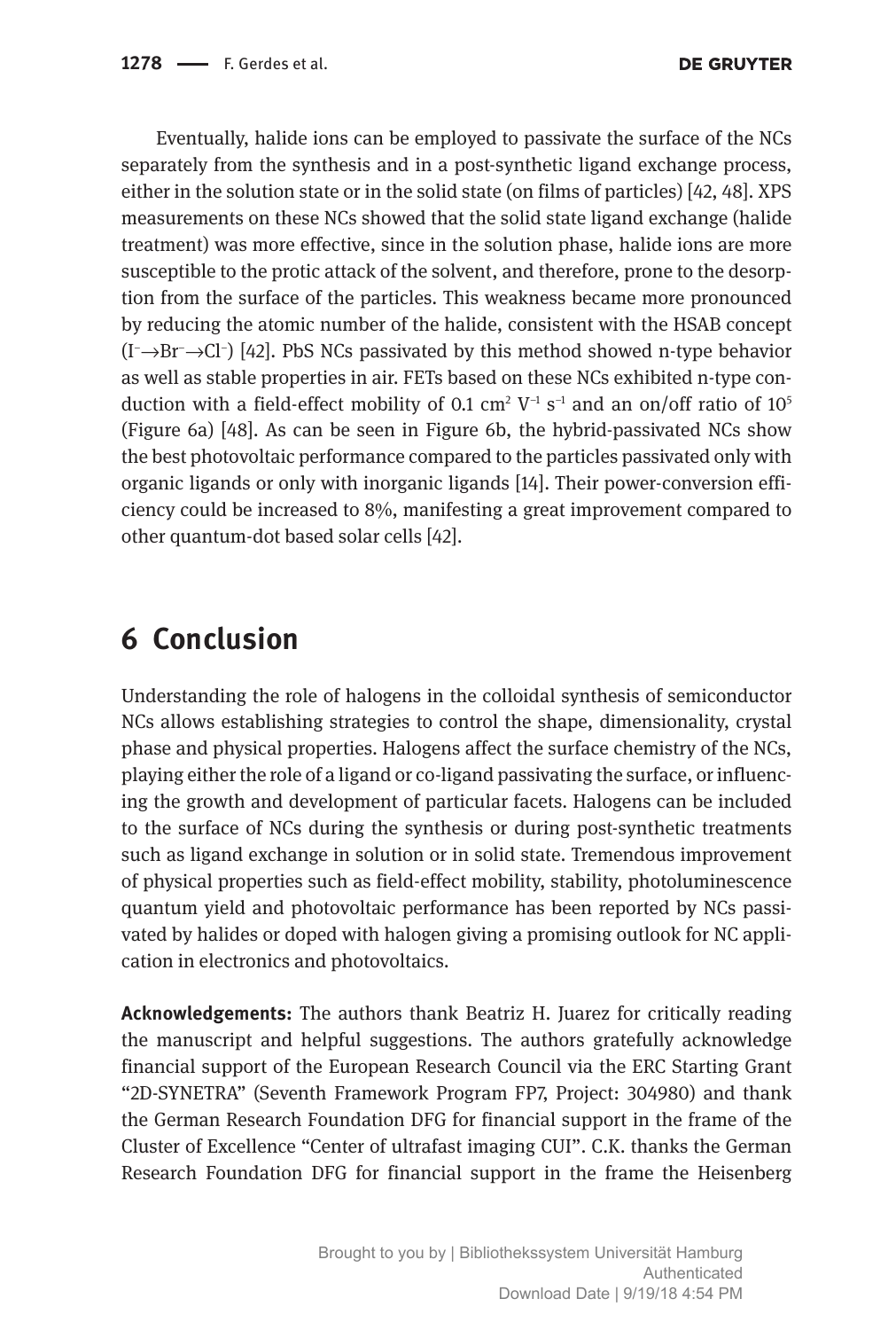Eventually, halide ions can be employed to passivate the surface of the NCs separately from the synthesis and in a post-synthetic ligand exchange process, either in the solution state or in the solid state (on films of particles) [42, 48]. XPS measurements on these NCs showed that the solid state ligand exchange (halide treatment) was more effective, since in the solution phase, halide ions are more susceptible to the protic attack of the solvent, and therefore, prone to the desorption from the surface of the particles. This weakness became more pronounced by reducing the atomic number of the halide, consistent with the HSAB concept ($I^- \rightarrow Br^- \rightarrow Cl^-$) [42]. PbS NCs passivated by this method showed n-type behavior as well as stable properties in air. FETs based on these NCs exhibited n-type conduction with a field-effect mobility of 0.1 $cm^2\ V^{-1}\ s^{-1}$ and an on/off ratio of $10^5$ (Figure 6a) [48]. As can be seen in Figure 6b, the hybrid-passivated NCs show the best photovoltaic performance compared to the particles passivated only with organic ligands or only with inorganic ligands [14]. Their power-conversion efficiency could be increased to 8%, manifesting a great improvement compared to other quantum-dot based solar cells [42].

# 6 Conclusion

Understanding the role of halogens in the colloidal synthesis of semiconductor NCs allows establishing strategies to control the shape, dimensionality, crystal phase and physical properties. Halogens affect the surface chemistry of the NCs, playing either the role of a ligand or co-ligand passivating the surface, or influencing the growth and development of particular facets. Halogens can be included to the surface of NCs during the synthesis or during post-synthetic treatments such as ligand exchange in solution or in solid state. Tremendous improvement of physical properties such as field-effect mobility, stability, photoluminescence quantum yield and photovoltaic performance has been reported by NCs passivated by halides or doped with halogen giving a promising outlook for NC application in electronics and photovoltaics.

**Acknowledgements:** The authors thank Beatriz H. Juarez for critically reading the manuscript and helpful suggestions. The authors gratefully acknowledge financial support of the European Research Council via the ERC Starting Grant "2D-SYNETRA" (Seventh Framework Program FP7, Project: 304980) and thank the German Research Foundation DFG for financial support in the frame of the Cluster of Excellence "Center of ultrafast imaging CUI". C.K. thanks the German Research Foundation DFG for financial support in the frame the Heisenberg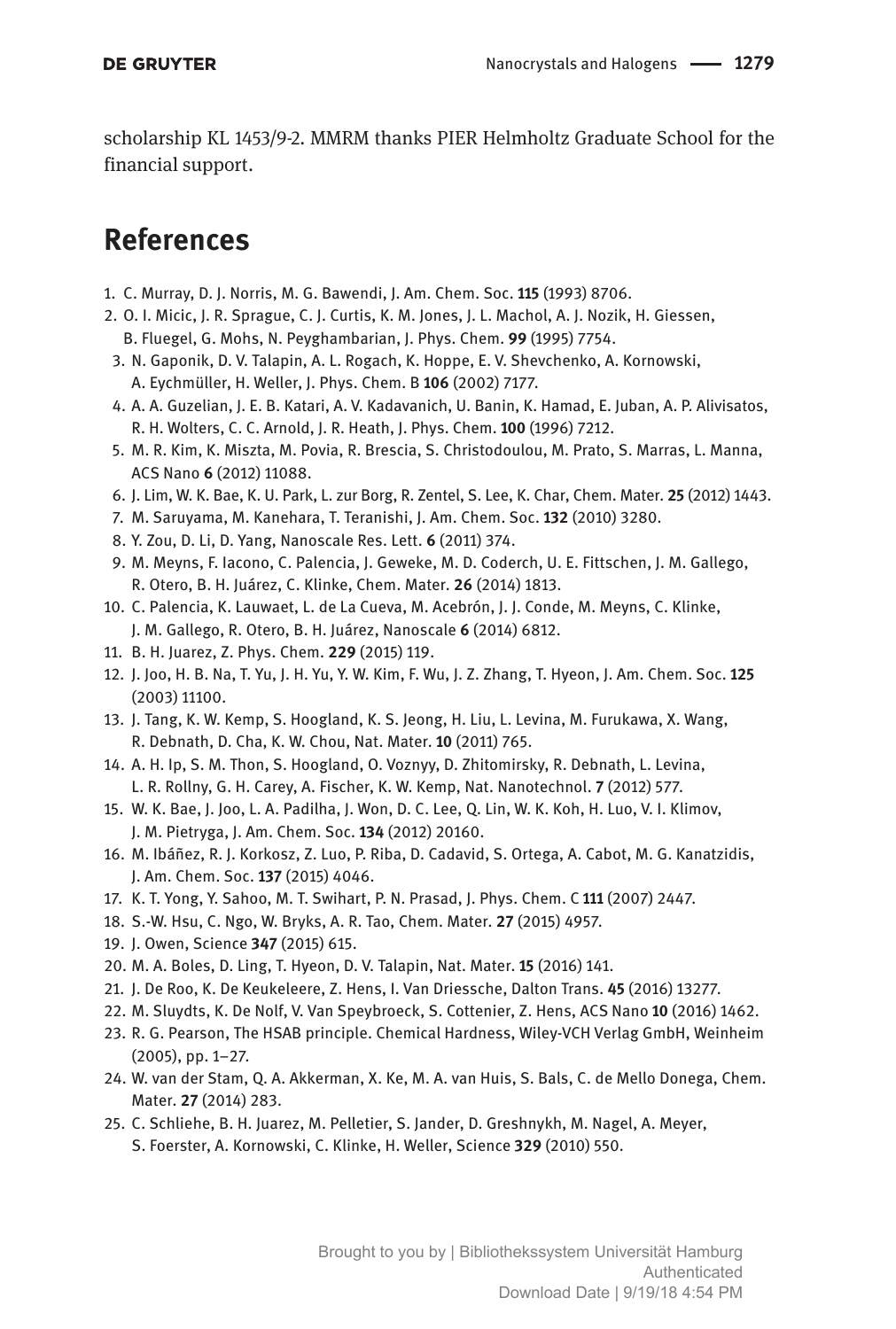scholarship KL 1453/9-2. MMRM thanks PIER Helmholtz Graduate School for the financial support.

## References

1. C. Murray, D. J. Norris, M. G. Bawendi, J. Am. Chem. Soc. **115** (1993) 8706.
2. O. I. Micic, J. R. Sprague, C. J. Curtis, K. M. Jones, J. L. Machol, A. J. Nozik, H. Giessen, B. Fluegel, G. Mohs, N. Peyghambarian, J. Phys. Chem. **99** (1995) 7754.
3. N. Gaponik, D. V. Talapin, A. L. Rogach, K. Hoppe, E. V. Shevchenko, A. Kornowski, A. Eychmüller, H. Weller, J. Phys. Chem. B **106** (2002) 7177.
4. A. A. Guzelian, J. E. B. Katari, A. V. Kadavanich, U. Banin, K. Hamad, E. Juban, A. P. Alivisatos, R. H. Wolters, C. C. Arnold, J. R. Heath, J. Phys. Chem. **100** (1996) 7212.
5. M. R. Kim, K. Miszta, M. Povia, R. Brescia, S. Christodoulou, M. Prato, S. Marras, L. Manna, ACS Nano **6** (2012) 11088.
6. J. Lim, W. K. Bae, K. U. Park, L. zur Borg, R. Zentel, S. Lee, K. Char, Chem. Mater. **25** (2012) 1443.
7. M. Saruyama, M. Kanehara, T. Teranishi, J. Am. Chem. Soc. **132** (2010) 3280.
8. Y. Zou, D. Li, D. Yang, Nanoscale Res. Lett. **6** (2011) 374.
9. M. Meyns, F. Iacono, C. Palencia, J. Geweke, M. D. Coderch, U. E. Fittschen, J. M. Gallego, R. Otero, B. H. Juárez, C. Klinke, Chem. Mater. **26** (2014) 1813.
10. C. Palencia, K. Lauwaet, L. de La Cueva, M. Acebrón, J. J. Conde, M. Meyns, C. Klinke, J. M. Gallego, R. Otero, B. H. Juárez, Nanoscale **6** (2014) 6812.
11. B. H. Juarez, Z. Phys. Chem. **229** (2015) 119.
12. J. Joo, H. B. Na, T. Yu, J. H. Yu, Y. W. Kim, F. Wu, J. Z. Zhang, T. Hyeon, J. Am. Chem. Soc. **125** (2003) 11100.
13. J. Tang, K. W. Kemp, S. Hoogland, K. S. Jeong, H. Liu, L. Levina, M. Furukawa, X. Wang, R. Debnath, D. Cha, K. W. Chou, Nat. Mater. **10** (2011) 765.
14. A. H. Ip, S. M. Thon, S. Hoogland, O. Voznyy, D. Zhitomirsky, R. Debnath, L. Levina, L. R. Rollny, G. H. Carey, A. Fischer, K. W. Kemp, Nat. Nanotechnol. **7** (2012) 577.
15. W. K. Bae, J. Joo, L. A. Padilha, J. Won, D. C. Lee, Q. Lin, W. K. Koh, H. Luo, V. I. Klimov, J. M. Pietryga, J. Am. Chem. Soc. **134** (2012) 20160.
16. M. Ibáñez, R. J. Korkosz, Z. Luo, P. Riba, D. Cadavid, S. Ortega, A. Cabot, M. G. Kanatzidis, J. Am. Chem. Soc. **137** (2015) 4046.
17. K. T. Yong, Y. Sahoo, M. T. Swihart, P. N. Prasad, J. Phys. Chem. C **111** (2007) 2447.
18. S.-W. Hsu, C. Ngo, W. Bryks, A. R. Tao, Chem. Mater. **27** (2015) 4957.
19. J. Owen, Science **347** (2015) 615.
20. M. A. Boles, D. Ling, T. Hyeon, D. V. Talapin, Nat. Mater. **15** (2016) 141.
21. J. De Roo, K. De Keukeleere, Z. Hens, I. Van Driessche, Dalton Trans. **45** (2016) 13277.
22. M. Sluydts, K. De Nolf, V. Van Speybroeck, S. Cottenier, Z. Hens, ACS Nano **10** (2016) 1462.
23. R. G. Pearson, The HSAB principle. Chemical Hardness, Wiley-VCH Verlag GmbH, Weinheim (2005), pp. 1–27.
24. W. van der Stam, Q. A. Akkerman, X. Ke, M. A. van Huis, S. Bals, C. de Mello Donega, Chem. Mater. **27** (2014) 283.
25. C. Schliehe, B. H. Juarez, M. Pelletier, S. Jander, D. Greshnykh, M. Nagel, A. Meyer, S. Foerster, A. Kornowski, C. Klinke, H. Weller, Science **329** (2010) 550.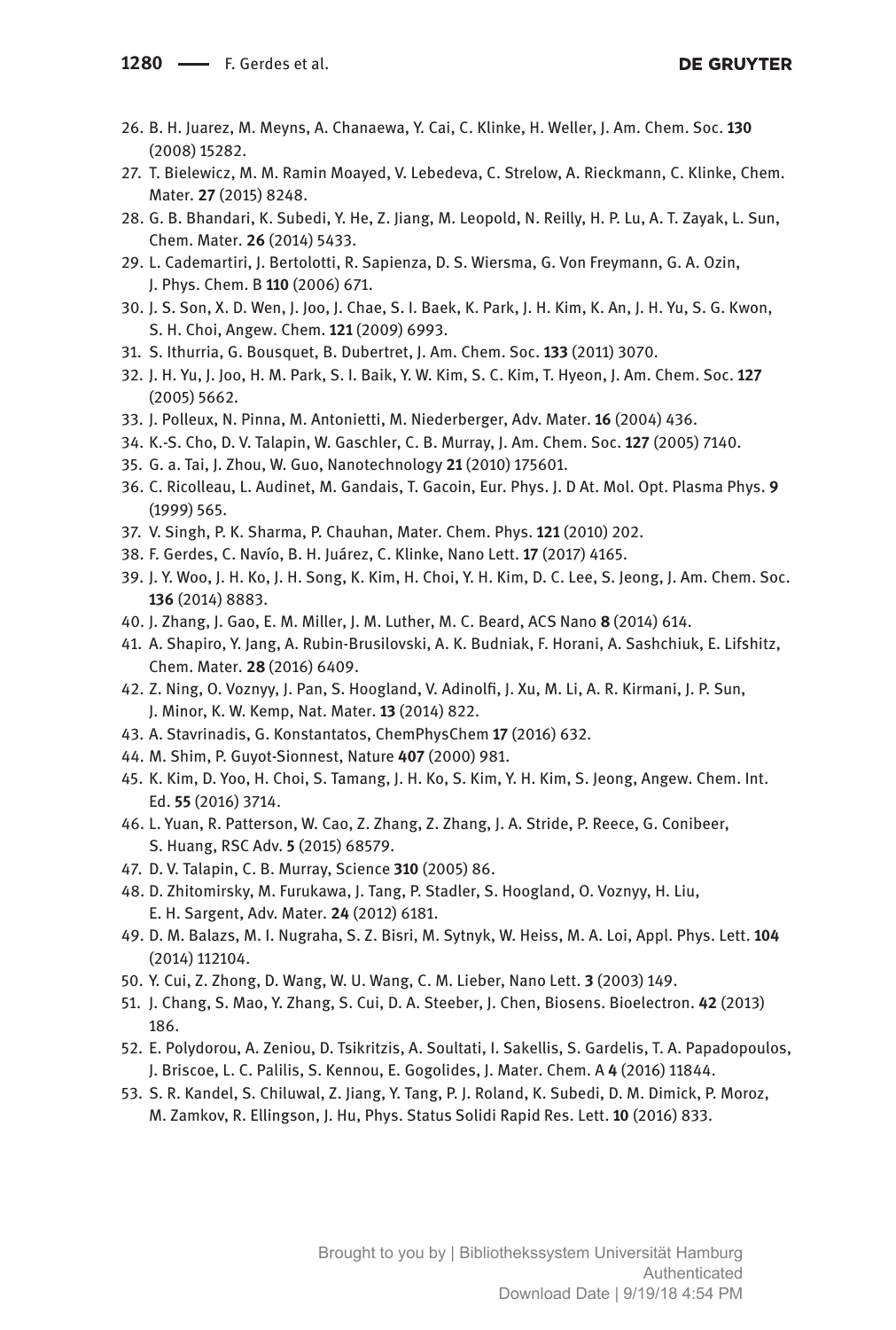26. B. H. Juarez, M. Meyns, A. Chanaewa, Y. Cai, C. Klinke, H. Weller, J. Am. Chem. Soc. **130** (2008) 15282.
27. T. Bielewicz, M. M. Ramin Moayed, V. Lebedeva, C. Strelow, A. Rieckmann, C. Klinke, Chem. Mater. **27** (2015) 8248.
28. G. B. Bhandari, K. Subedi, Y. He, Z. Jiang, M. Leopold, N. Reilly, H. P. Lu, A. T. Zayak, L. Sun, Chem. Mater. **26** (2014) 5433.
29. L. Cademartiri, J. Bertolotti, R. Sapienza, D. S. Wiersma, G. Von Freymann, G. A. Ozin, J. Phys. Chem. B **110** (2006) 671.
30. J. S. Son, X. D. Wen, J. Joo, J. Chae, S. I. Baek, K. Park, J. H. Kim, K. An, J. H. Yu, S. G. Kwon, S. H. Choi, Angew. Chem. **121** (2009) 6993.
31. S. Ithurria, G. Bousquet, B. Dubertret, J. Am. Chem. Soc. **133** (2011) 3070.
32. J. H. Yu, J. Joo, H. M. Park, S. I. Baik, Y. W. Kim, S. C. Kim, T. Hyeon, J. Am. Chem. Soc. **127** (2005) 5662.
33. J. Polleux, N. Pinna, M. Antonietti, M. Niederberger, Adv. Mater. **16** (2004) 436.
34. K.-S. Cho, D. V. Talapin, W. Gaschler, C. B. Murray, J. Am. Chem. Soc. **127** (2005) 7140.
35. G. a. Tai, J. Zhou, W. Guo, Nanotechnology **21** (2010) 175601.
36. C. Ricolleau, L. Audinet, M. Gandais, T. Gacoin, Eur. Phys. J. D At. Mol. Opt. Plasma Phys. **9** (1999) 565.
37. V. Singh, P. K. Sharma, P. Chauhan, Mater. Chem. Phys. **121** (2010) 202.
38. F. Gerdes, C. Navío, B. H. Juárez, C. Klinke, Nano Lett. **17** (2017) 4165.
39. J. Y. Woo, J. H. Ko, J. H. Song, K. Kim, H. Choi, Y. H. Kim, D. C. Lee, S. Jeong, J. Am. Chem. Soc. **136** (2014) 8883.
40. J. Zhang, J. Gao, E. M. Miller, J. M. Luther, M. C. Beard, ACS Nano **8** (2014) 614.
41. A. Shapiro, Y. Jang, A. Rubin-Brusilovski, A. K. Budniak, F. Horani, A. Sashchiuk, E. Lifshitz, Chem. Mater. **28** (2016) 6409.
42. Z. Ning, O. Voznyy, J. Pan, S. Hoogland, V. Adinolfi, J. Xu, M. Li, A. R. Kirmani, J. P. Sun, J. Minor, K. W. Kemp, Nat. Mater. **13** (2014) 822.
43. A. Stavrinadis, G. Konstantatos, ChemPhysChem **17** (2016) 632.
44. M. Shim, P. Guyot-Sionnest, Nature **407** (2000) 981.
45. K. Kim, D. Yoo, H. Choi, S. Tamang, J. H. Ko, S. Kim, Y. H. Kim, S. Jeong, Angew. Chem. Int. Ed. **55** (2016) 3714.
46. L. Yuan, R. Patterson, W. Cao, Z. Zhang, Z. Zhang, J. A. Stride, P. Reece, G. Conibeer, S. Huang, RSC Adv. **5** (2015) 68579.
47. D. V. Talapin, C. B. Murray, Science **310** (2005) 86.
48. D. Zhitomirsky, M. Furukawa, J. Tang, P. Stadler, S. Hoogland, O. Voznyy, H. Liu, E. H. Sargent, Adv. Mater. **24** (2012) 6181.
49. D. M. Balazs, M. I. Nugraha, S. Z. Bisri, M. Sytnyk, W. Heiss, M. A. Loi, Appl. Phys. Lett. **104** (2014) 112104.
50. Y. Cui, Z. Zhong, D. Wang, W. U. Wang, C. M. Lieber, Nano Lett. **3** (2003) 149.
51. J. Chang, S. Mao, Y. Zhang, S. Cui, D. A. Steeber, J. Chen, Biosens. Bioelectron. **42** (2013) 186.
52. E. Polydorou, A. Zeniou, D. Tsikritzis, A. Soultati, I. Sakellis, S. Gardelis, T. A. Papadopoulos, J. Briscoe, L. C. Palilis, S. Kennou, E. Gogolides, J. Mater. Chem. A **4** (2016) 11844.
53. S. R. Kandel, S. Chiluwal, Z. Jiang, Y. Tang, P. J. Roland, K. Subedi, D. M. Dimick, P. Moroz, M. Zamkov, R. Ellingson, J. Hu, Phys. Status Solidi Rapid Res. Lett. **10** (2016) 833.